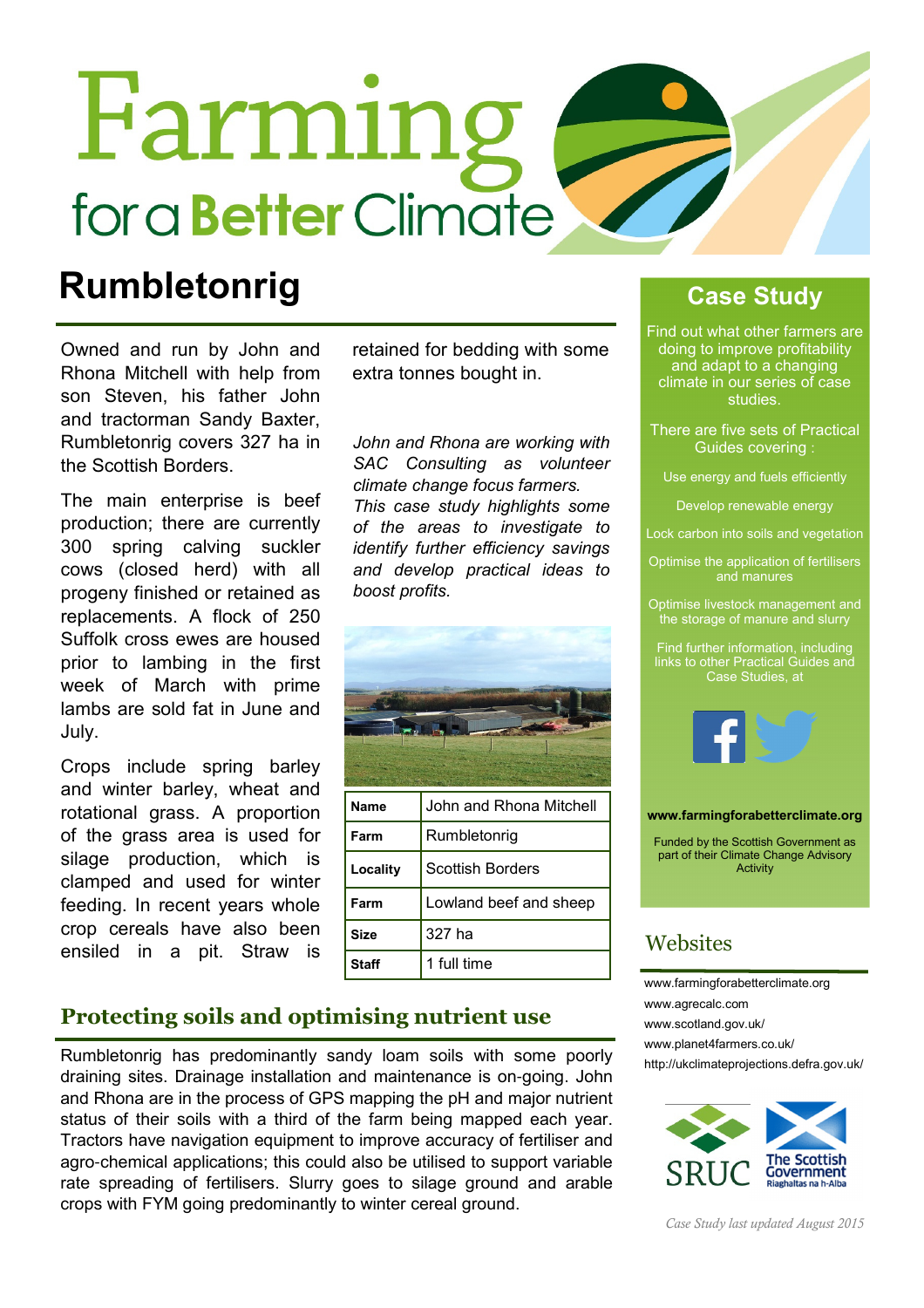# Farming for a Better Climate

## Rumbletonrig

Owned and run by John and Rhona Mitchell with help from son Steven, his father John and tractorman Sandy Baxter, Rumbletonrig covers 327 ha in the Scottish Borders.

The main enterprise is beef production; there are currently 300 spring calving suckler cows (closed herd) with all progeny finished or retained as replacements. A flock of 250 Suffolk cross ewes are housed prior to lambing in the first week of March with prime lambs are sold fat in June and July.

Crops include spring barley and winter barley, wheat and rotational grass. A proportion of the grass area is used for silage production, which is clamped and used for winter feeding. In recent years whole crop cereals have also been ensiled in a pit. Straw is retained for bedding with some extra tonnes bought in.

*John and Rhona are working with SAC Consulting as volunteer climate change focus farmers. This case study highlights some of the areas to investigate to identify further efficiency savings and develop practical ideas to boost profits.*

| Name | John and Rhona Mitchell |
|---|---|
| Farm | Rumbletonrig |
| Locality | Scottish Borders |
| Farm | Lowland beef and sheep |
| Size | 327 ha |
| Staff | 1 full time |

### Protecting soils and optimising nutrient use

Rumbletonrig has predominantly sandy loam soils with some poorly draining sites. Drainage installation and maintenance is on-going. John and Rhona are in the process of GPS mapping the pH and major nutrient status of their soils with a third of the farm being mapped each year. Tractors have navigation equipment to improve accuracy of fertiliser and agro-chemical applications; this could also be utilised to support variable rate spreading of fertilisers. Slurry goes to silage ground and arable crops with FYM going predominantly to winter cereal ground.

## Case Study

Find out what other farmers are doing to improve profitability and adapt to a changing climate in our series of case studies.

There are five sets of Practical Guides covering :

- Use energy and fuels efficiently
- Develop renewable energy
- Lock carbon into soils and vegetation
- Optimise the application of fertilisers and manures
- Optimise livestock management and the storage of manure and slurry

Find further information, including links to other Practical Guides and Case Studies, at

**www.farmingforabetterclimate.org**

Funded by the Scottish Government as part of their Climate Change Advisory Activity

## Websites

www.farmingforabetterclimate.org
www.agrecalc.com
www.scotland.gov.uk/
www.planet4farmers.co.uk/
http://ukclimateprojections.defra.gov.uk/

SRUC — The Scottish Government Riaghaltas na h-Alba

*Case Study last updated August 2015*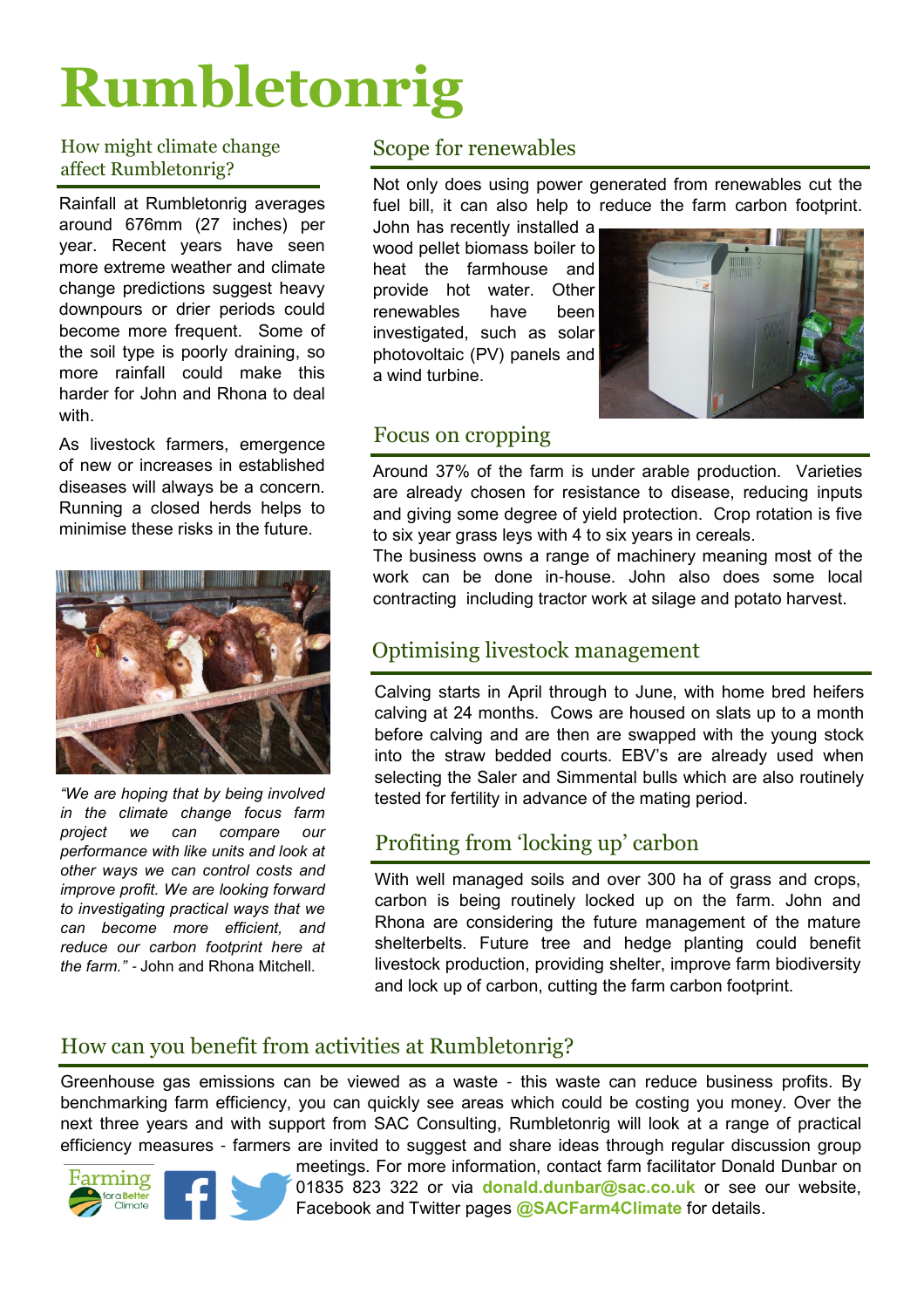# Rumbletonrig

## How might climate change affect Rumbletonrig?

Rainfall at Rumbletonrig averages around 676mm (27 inches) per year. Recent years have seen more extreme weather and climate change predictions suggest heavy downpours or drier periods could become more frequent. Some of the soil type is poorly draining, so more rainfall could make this harder for John and Rhona to deal with.

As livestock farmers, emergence of new or increases in established diseases will always be a concern. Running a closed herds helps to minimise these risks in the future.

*"We are hoping that by being involved in the climate change focus farm project we can compare our performance with like units and look at other ways we can control costs and improve profit. We are looking forward to investigating practical ways that we can become more efficient, and reduce our carbon footprint here at the farm."* - John and Rhona Mitchell.

## Scope for renewables

Not only does using power generated from renewables cut the fuel bill, it can also help to reduce the farm carbon footprint. John has recently installed a wood pellet biomass boiler to heat the farmhouse and provide hot water. Other renewables have been investigated, such as solar photovoltaic (PV) panels and a wind turbine.

## Focus on cropping

Around 37% of the farm is under arable production. Varieties are already chosen for resistance to disease, reducing inputs and giving some degree of yield protection. Crop rotation is five to six year grass leys with 4 to six years in cereals.
The business owns a range of machinery meaning most of the work can be done in-house. John also does some local contracting including tractor work at silage and potato harvest.

## Optimising livestock management

Calving starts in April through to June, with home bred heifers calving at 24 months. Cows are housed on slats up to a month before calving and are then are swapped with the young stock into the straw bedded courts. EBV's are already used when selecting the Saler and Simmental bulls which are also routinely tested for fertility in advance of the mating period.

## Profiting from 'locking up' carbon

With well managed soils and over 300 ha of grass and crops, carbon is being routinely locked up on the farm. John and Rhona are considering the future management of the mature shelterbelts. Future tree and hedge planting could benefit livestock production, providing shelter, improve farm biodiversity and lock up of carbon, cutting the farm carbon footprint.

## How can you benefit from activities at Rumbletonrig?

Greenhouse gas emissions can be viewed as a waste - this waste can reduce business profits. By benchmarking farm efficiency, you can quickly see areas which could be costing you money. Over the next three years and with support from SAC Consulting, Rumbletonrig will look at a range of practical efficiency measures - farmers are invited to suggest and share ideas through regular discussion group meetings. For more information, contact farm facilitator Donald Dunbar on 01835 823 322 or via **donald.dunbar@sac.co.uk** or see our website, Facebook and Twitter pages **@SACFarm4Climate** for details.

Farming for a Better Climate